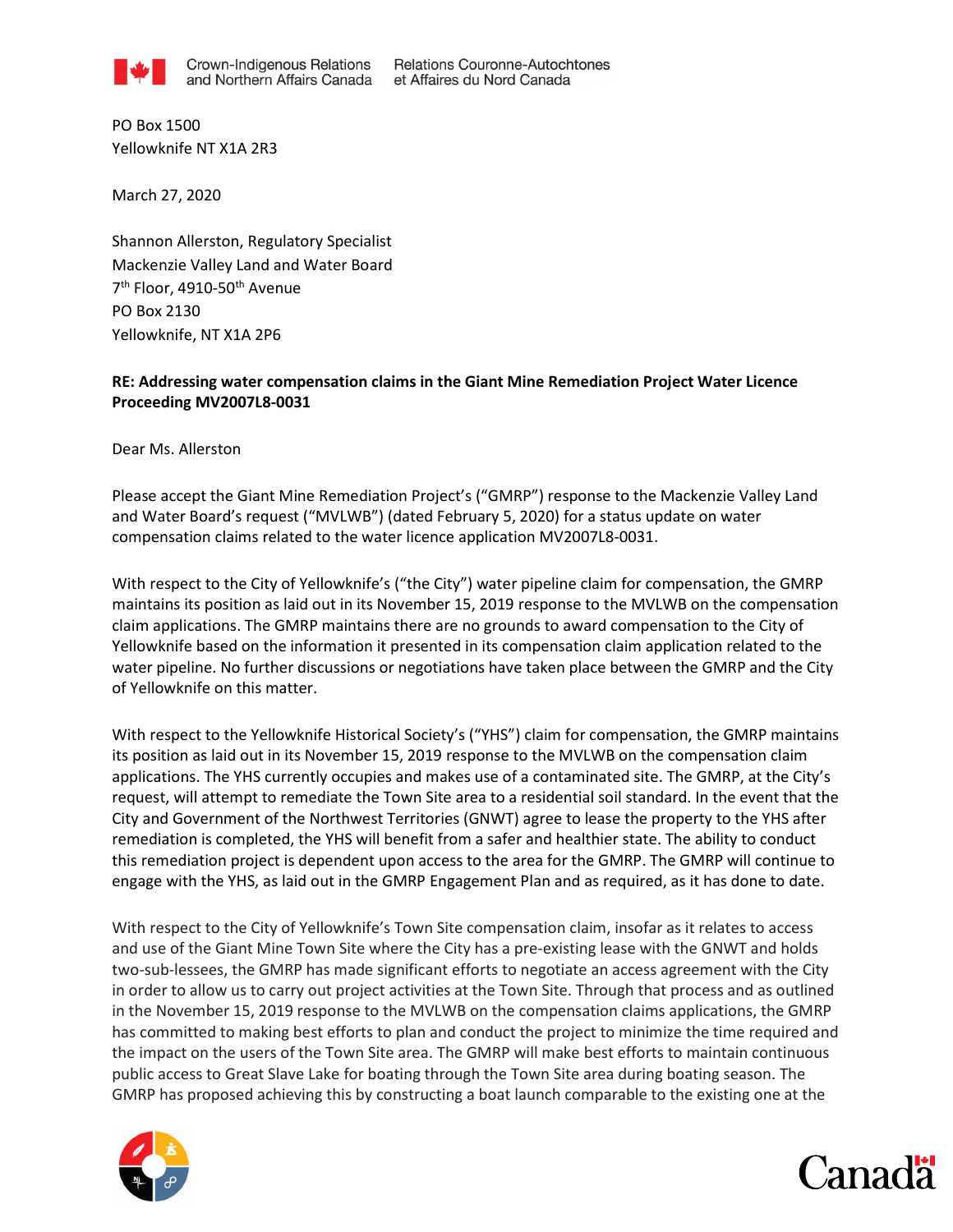Crown-Indigenous Relations and Northern Affairs Canada | Relations Couronne-Autochtones et Affaires du Nord Canada

PO Box 1500
Yellowknife NT X1A 2R3

March 27, 2020

Shannon Allerston, Regulatory Specialist
Mackenzie Valley Land and Water Board
7th Floor, 4910-50th Avenue
PO Box 2130
Yellowknife, NT X1A 2P6

**RE: Addressing water compensation claims in the Giant Mine Remediation Project Water Licence Proceeding MV2007L8-0031**

Dear Ms. Allerston

Please accept the Giant Mine Remediation Project's ("GMRP") response to the Mackenzie Valley Land and Water Board's request ("MVLWB") (dated February 5, 2020) for a status update on water compensation claims related to the water licence application MV2007L8-0031.

With respect to the City of Yellowknife's ("the City") water pipeline claim for compensation, the GMRP maintains its position as laid out in its November 15, 2019 response to the MVLWB on the compensation claim applications. The GMRP maintains there are no grounds to award compensation to the City of Yellowknife based on the information it presented in its compensation claim application related to the water pipeline. No further discussions or negotiations have taken place between the GMRP and the City of Yellowknife on this matter.

With respect to the Yellowknife Historical Society's ("YHS") claim for compensation, the GMRP maintains its position as laid out in its November 15, 2019 response to the MVLWB on the compensation claim applications. The YHS currently occupies and makes use of a contaminated site. The GMRP, at the City's request, will attempt to remediate the Town Site area to a residential soil standard. In the event that the City and Government of the Northwest Territories (GNWT) agree to lease the property to the YHS after remediation is completed, the YHS will benefit from a safer and healthier state. The ability to conduct this remediation project is dependent upon access to the area for the GMRP. The GMRP will continue to engage with the YHS, as laid out in the GMRP Engagement Plan and as required, as it has done to date.

With respect to the City of Yellowknife's Town Site compensation claim, insofar as it relates to access and use of the Giant Mine Town Site where the City has a pre-existing lease with the GNWT and holds two-sub-lessees, the GMRP has made significant efforts to negotiate an access agreement with the City in order to allow us to carry out project activities at the Town Site. Through that process and as outlined in the November 15, 2019 response to the MVLWB on the compensation claims applications, the GMRP has committed to making best efforts to plan and conduct the project to minimize the time required and the impact on the users of the Town Site area. The GMRP will make best efforts to maintain continuous public access to Great Slave Lake for boating through the Town Site area during boating season. The GMRP has proposed achieving this by constructing a boat launch comparable to the existing one at the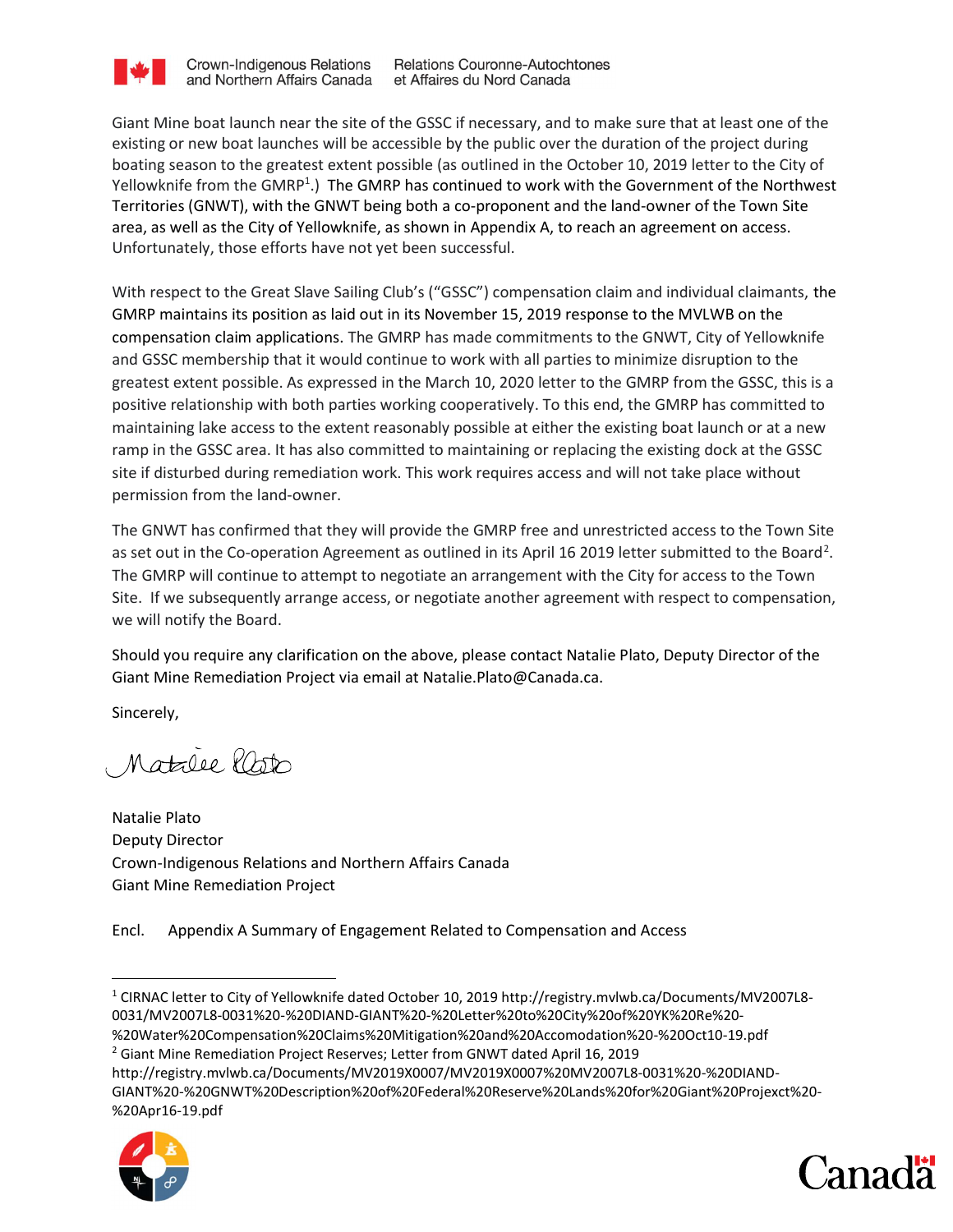Giant Mine boat launch near the site of the GSSC if necessary, and to make sure that at least one of the existing or new boat launches will be accessible by the public over the duration of the project during boating season to the greatest extent possible (as outlined in the October 10, 2019 letter to the City of Yellowknife from the GMRP[1].) The GMRP has continued to work with the Government of the Northwest Territories (GNWT), with the GNWT being both a co-proponent and the land-owner of the Town Site area, as well as the City of Yellowknife, as shown in Appendix A, to reach an agreement on access. Unfortunately, those efforts have not yet been successful.

With respect to the Great Slave Sailing Club's ("GSSC") compensation claim and individual claimants, the GMRP maintains its position as laid out in its November 15, 2019 response to the MVLWB on the compensation claim applications. The GMRP has made commitments to the GNWT, City of Yellowknife and GSSC membership that it would continue to work with all parties to minimize disruption to the greatest extent possible. As expressed in the March 10, 2020 letter to the GMRP from the GSSC, this is a positive relationship with both parties working cooperatively. To this end, the GMRP has committed to maintaining lake access to the extent reasonably possible at either the existing boat launch or at a new ramp in the GSSC area. It has also committed to maintaining or replacing the existing dock at the GSSC site if disturbed during remediation work. This work requires access and will not take place without permission from the land-owner.

The GNWT has confirmed that they will provide the GMRP free and unrestricted access to the Town Site as set out in the Co-operation Agreement as outlined in its April 16 2019 letter submitted to the Board[2]. The GMRP will continue to attempt to negotiate an arrangement with the City for access to the Town Site. If we subsequently arrange access, or negotiate another agreement with respect to compensation, we will notify the Board.

Should you require any clarification on the above, please contact Natalie Plato, Deputy Director of the Giant Mine Remediation Project via email at Natalie.Plato@Canada.ca.

Sincerely,

Natalie Plato
Deputy Director
Crown-Indigenous Relations and Northern Affairs Canada
Giant Mine Remediation Project

Encl. Appendix A Summary of Engagement Related to Compensation and Access

---

[1] CIRNAC letter to City of Yellowknife dated October 10, 2019 http://registry.mvlwb.ca/Documents/MV2007L8-0031/MV2007L8-0031%20-%20DIAND-GIANT%20-%20Letter%20to%20City%20of%20YK%20Re%20-%20Water%20Compensation%20Claims%20Mitigation%20and%20Accomodation%20-%20Oct10-19.pdf

[2] Giant Mine Remediation Project Reserves; Letter from GNWT dated April 16, 2019 http://registry.mvlwb.ca/Documents/MV2019X0007/MV2019X0007%20MV2007L8-0031%20-%20DIAND-GIANT%20-%20GNWT%20Description%20of%20Federal%20Reserve%20Lands%20for%20Giant%20Projexct%20-%20Apr16-19.pdf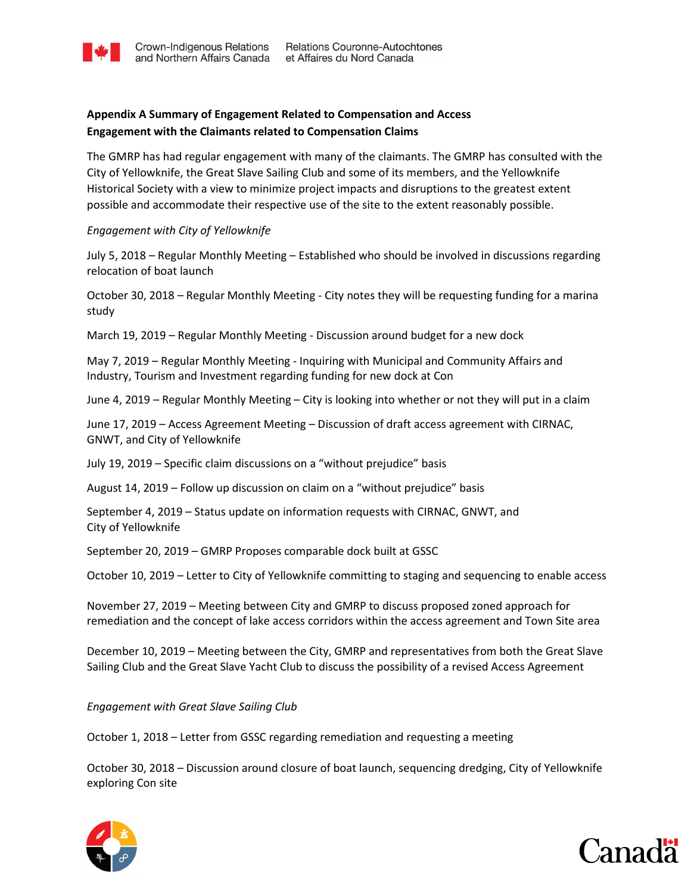## Appendix A Summary of Engagement Related to Compensation and Access

### Engagement with the Claimants related to Compensation Claims

The GMRP has had regular engagement with many of the claimants. The GMRP has consulted with the City of Yellowknife, the Great Slave Sailing Club and some of its members, and the Yellowknife Historical Society with a view to minimize project impacts and disruptions to the greatest extent possible and accommodate their respective use of the site to the extent reasonably possible.

*Engagement with City of Yellowknife*

July 5, 2018 – Regular Monthly Meeting – Established who should be involved in discussions regarding relocation of boat launch

October 30, 2018 – Regular Monthly Meeting - City notes they will be requesting funding for a marina study

March 19, 2019 – Regular Monthly Meeting - Discussion around budget for a new dock

May 7, 2019 – Regular Monthly Meeting - Inquiring with Municipal and Community Affairs and Industry, Tourism and Investment regarding funding for new dock at Con

June 4, 2019 – Regular Monthly Meeting – City is looking into whether or not they will put in a claim

June 17, 2019 – Access Agreement Meeting – Discussion of draft access agreement with CIRNAC, GNWT, and City of Yellowknife

July 19, 2019 – Specific claim discussions on a "without prejudice" basis

August 14, 2019 – Follow up discussion on claim on a "without prejudice" basis

September 4, 2019 – Status update on information requests with CIRNAC, GNWT, and City of Yellowknife

September 20, 2019 – GMRP Proposes comparable dock built at GSSC

October 10, 2019 – Letter to City of Yellowknife committing to staging and sequencing to enable access

November 27, 2019 – Meeting between City and GMRP to discuss proposed zoned approach for remediation and the concept of lake access corridors within the access agreement and Town Site area

December 10, 2019 – Meeting between the City, GMRP and representatives from both the Great Slave Sailing Club and the Great Slave Yacht Club to discuss the possibility of a revised Access Agreement

*Engagement with Great Slave Sailing Club*

October 1, 2018 – Letter from GSSC regarding remediation and requesting a meeting

October 30, 2018 – Discussion around closure of boat launch, sequencing dredging, City of Yellowknife exploring Con site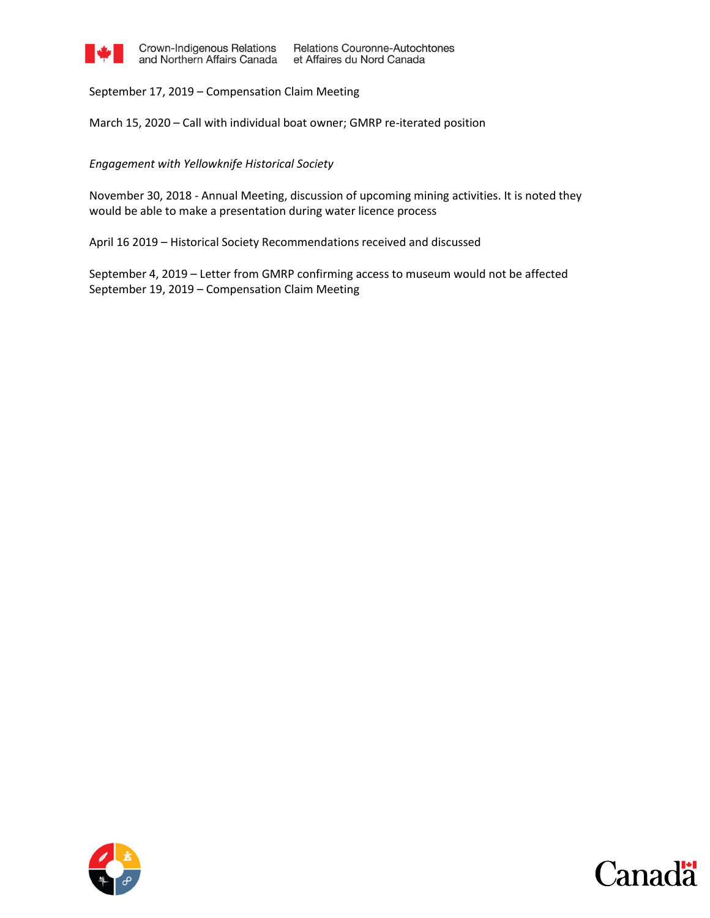September 17, 2019 – Compensation Claim Meeting

March 15, 2020 – Call with individual boat owner; GMRP re-iterated position

*Engagement with Yellowknife Historical Society*

November 30, 2018 - Annual Meeting, discussion of upcoming mining activities. It is noted they would be able to make a presentation during water licence process

April 16 2019 – Historical Society Recommendations received and discussed

September 4, 2019 – Letter from GMRP confirming access to museum would not be affected
September 19, 2019 – Compensation Claim Meeting